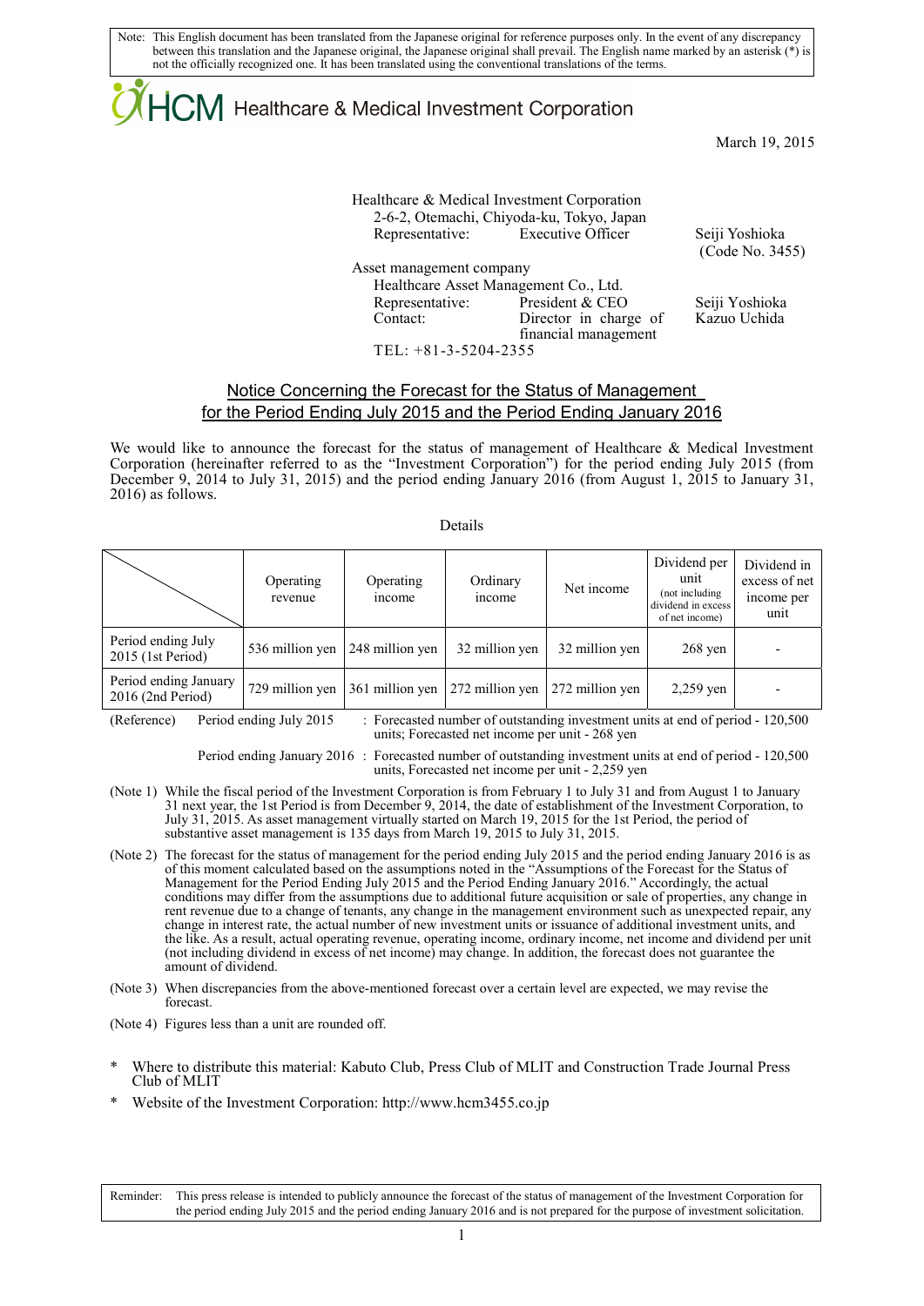Note: This English document has been translated from the Japanese original for reference purposes only. In the event of any discrepancy between this translation and the Japanese original, the Japanese original shall prevail. The English name marked by an asterisk (*) is not the officially recognized one. It has been translated using the conventional translations of the terms.

HCM Healthcare & Medical Investment Corporation

March 19, 2015

Healthcare & Medical Investment Corporation
2-6-2, Otemachi, Chiyoda-ku, Tokyo, Japan
Representative: Executive Officer Seiji Yoshioka
(Code No. 3455)

Asset management company
Healthcare Asset Management Co., Ltd.
Representative: President & CEO Seiji Yoshioka
Contact: Director in charge of financial management Kazuo Uchida
TEL: +81-3-5204-2355

## Notice Concerning the Forecast for the Status of Management for the Period Ending July 2015 and the Period Ending January 2016

We would like to announce the forecast for the status of management of Healthcare & Medical Investment Corporation (hereinafter referred to as the "Investment Corporation") for the period ending July 2015 (from December 9, 2014 to July 31, 2015) and the period ending January 2016 (from August 1, 2015 to January 31, 2016) as follows.

Details

| | Operating revenue | Operating income | Ordinary income | Net income | Dividend per unit (not including dividend in excess of net income) | Dividend in excess of net income per unit |
|---|---|---|---|---|---|---|
| Period ending July 2015 (1st Period) | 536 million yen | 248 million yen | 32 million yen | 32 million yen | 268 yen | - |
| Period ending January 2016 (2nd Period) | 729 million yen | 361 million yen | 272 million yen | 272 million yen | 2,259 yen | - |

(Reference) Period ending July 2015 : Forecasted number of outstanding investment units at end of period - 120,500 units; Forecasted net income per unit - 268 yen

Period ending January 2016 : Forecasted number of outstanding investment units at end of period - 120,500 units, Forecasted net income per unit - 2,259 yen

(Note 1) While the fiscal period of the Investment Corporation is from February 1 to July 31 and from August 1 to January 31 next year, the 1st Period is from December 9, 2014, the date of establishment of the Investment Corporation, to July 31, 2015. As asset management virtually started on March 19, 2015 for the 1st Period, the period of substantive asset management is 135 days from March 19, 2015 to July 31, 2015.

(Note 2) The forecast for the status of management for the period ending July 2015 and the period ending January 2016 is as of this moment calculated based on the assumptions noted in the "Assumptions of the Forecast for the Status of Management for the Period Ending July 2015 and the Period Ending January 2016." Accordingly, the actual conditions may differ from the assumptions due to additional future acquisition or sale of properties, any change in rent revenue due to a change of tenants, any change in the management environment such as unexpected repair, any change in interest rate, the actual number of new investment units or issuance of additional investment units, and the like. As a result, actual operating revenue, operating income, ordinary income, net income and dividend per unit (not including dividend in excess of net income) may change. In addition, the forecast does not guarantee the amount of dividend.

(Note 3) When discrepancies from the above-mentioned forecast over a certain level are expected, we may revise the forecast.

(Note 4) Figures less than a unit are rounded off.

* Where to distribute this material: Kabuto Club, Press Club of MLIT and Construction Trade Journal Press Club of MLIT
* Website of the Investment Corporation: http://www.hcm3455.co.jp

Reminder: This press release is intended to publicly announce the forecast of the status of management of the Investment Corporation for the period ending July 2015 and the period ending January 2016 and is not prepared for the purpose of investment solicitation.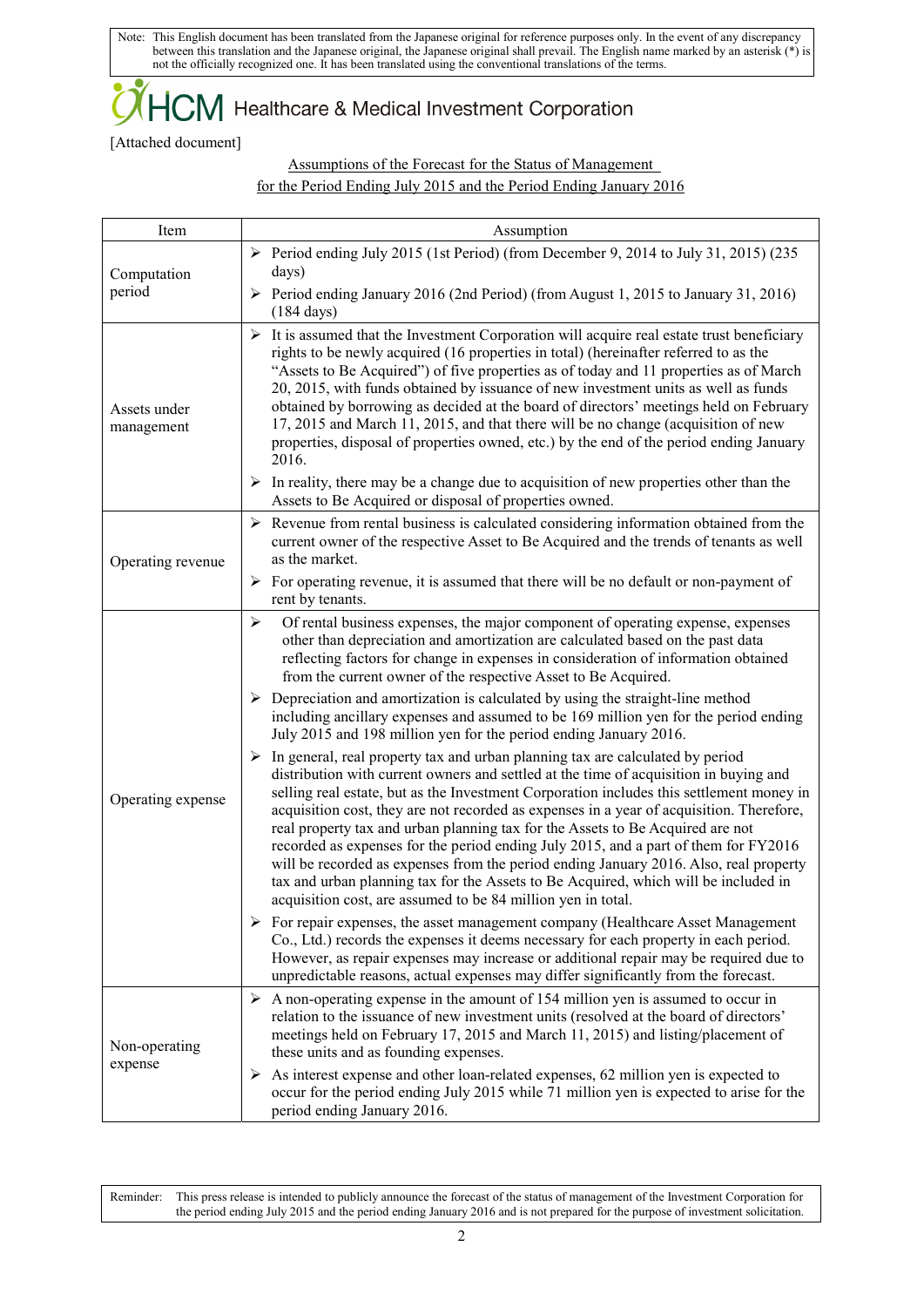Note: This English document has been translated from the Japanese original for reference purposes only. In the event of any discrepancy between this translation and the Japanese original, the Japanese original shall prevail. The English name marked by an asterisk (*) is not the officially recognized one. It has been translated using the conventional translations of the terms.

Healthcare & Medical Investment Corporation

[Attached document]

Assumptions of the Forecast for the Status of Management for the Period Ending July 2015 and the Period Ending January 2016

| Item | Assumption |
|---|---|
| Computation period | ➢ Period ending July 2015 (1st Period) (from December 9, 2014 to July 31, 2015) (235 days)<br>➢ Period ending January 2016 (2nd Period) (from August 1, 2015 to January 31, 2016) (184 days) |
| Assets under management | ➢ It is assumed that the Investment Corporation will acquire real estate trust beneficiary rights to be newly acquired (16 properties in total) (hereinafter referred to as the "Assets to Be Acquired") of five properties as of today and 11 properties as of March 20, 2015, with funds obtained by issuance of new investment units as well as funds obtained by borrowing as decided at the board of directors' meetings held on February 17, 2015 and March 11, 2015, and that there will be no change (acquisition of new properties, disposal of properties owned, etc.) by the end of the period ending January 2016.<br>➢ In reality, there may be a change due to acquisition of new properties other than the Assets to Be Acquired or disposal of properties owned. |
| Operating revenue | ➢ Revenue from rental business is calculated considering information obtained from the current owner of the respective Asset to Be Acquired and the trends of tenants as well as the market.<br>➢ For operating revenue, it is assumed that there will be no default or non-payment of rent by tenants. |
| Operating expense | ➢ Of rental business expenses, the major component of operating expense, expenses other than depreciation and amortization are calculated based on the past data reflecting factors for change in expenses in consideration of information obtained from the current owner of the respective Asset to Be Acquired.<br>➢ Depreciation and amortization is calculated by using the straight-line method including ancillary expenses and assumed to be 169 million yen for the period ending July 2015 and 198 million yen for the period ending January 2016.<br>➢ In general, real property tax and urban planning tax are calculated by period distribution with current owners and settled at the time of acquisition in buying and selling real estate, but as the Investment Corporation includes this settlement money in acquisition cost, they are not recorded as expenses in a year of acquisition. Therefore, real property tax and urban planning tax for the Assets to Be Acquired are not recorded as expenses for the period ending July 2015, and a part of them for FY2016 will be recorded as expenses from the period ending January 2016. Also, real property tax and urban planning tax for the Assets to Be Acquired, which will be included in acquisition cost, are assumed to be 84 million yen in total.<br>➢ For repair expenses, the asset management company (Healthcare Asset Management Co., Ltd.) records the expenses it deems necessary for each property in each period. However, as repair expenses may increase or additional repair may be required due to unpredictable reasons, actual expenses may differ significantly from the forecast. |
| Non-operating expense | ➢ A non-operating expense in the amount of 154 million yen is assumed to occur in relation to the issuance of new investment units (resolved at the board of directors' meetings held on February 17, 2015 and March 11, 2015) and listing/placement of these units and as founding expenses.<br>➢ As interest expense and other loan-related expenses, 62 million yen is expected to occur for the period ending July 2015 while 71 million yen is expected to arise for the period ending January 2016. |

Reminder: This press release is intended to publicly announce the forecast of the status of management of the Investment Corporation for the period ending July 2015 and the period ending January 2016 and is not prepared for the purpose of investment solicitation.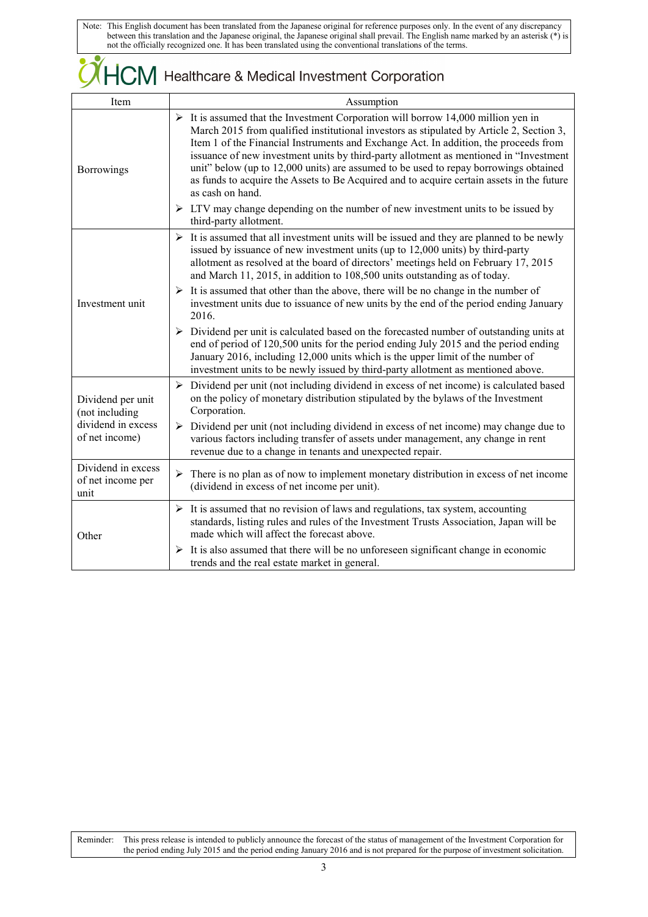Note: This English document has been translated from the Japanese original for reference purposes only. In the event of any discrepancy between this translation and the Japanese original, the Japanese original shall prevail. The English name marked by an asterisk (*) is not the officially recognized one. It has been translated using the conventional translations of the terms.

HCM Healthcare & Medical Investment Corporation

| Item | Assumption |
|---|---|
| Borrowings | ➢ It is assumed that the Investment Corporation will borrow 14,000 million yen in March 2015 from qualified institutional investors as stipulated by Article 2, Section 3, Item 1 of the Financial Instruments and Exchange Act. In addition, the proceeds from issuance of new investment units by third-party allotment as mentioned in "Investment unit" below (up to 12,000 units) are assumed to be used to repay borrowings obtained as funds to acquire the Assets to Be Acquired and to acquire certain assets in the future as cash on hand.<br>➢ LTV may change depending on the number of new investment units to be issued by third-party allotment. |
| Investment unit | ➢ It is assumed that all investment units will be issued and they are planned to be newly issued by issuance of new investment units (up to 12,000 units) by third-party allotment as resolved at the board of directors' meetings held on February 17, 2015 and March 11, 2015, in addition to 108,500 units outstanding as of today.<br>➢ It is assumed that other than the above, there will be no change in the number of investment units due to issuance of new units by the end of the period ending January 2016.<br>➢ Dividend per unit is calculated based on the forecasted number of outstanding units at end of period of 120,500 units for the period ending July 2015 and the period ending January 2016, including 12,000 units which is the upper limit of the number of investment units to be newly issued by third-party allotment as mentioned above. |
| Dividend per unit (not including dividend in excess of net income) | ➢ Dividend per unit (not including dividend in excess of net income) is calculated based on the policy of monetary distribution stipulated by the bylaws of the Investment Corporation.<br>➢ Dividend per unit (not including dividend in excess of net income) may change due to various factors including transfer of assets under management, any change in rent revenue due to a change in tenants and unexpected repair. |
| Dividend in excess of net income per unit | ➢ There is no plan as of now to implement monetary distribution in excess of net income (dividend in excess of net income per unit). |
| Other | ➢ It is assumed that no revision of laws and regulations, tax system, accounting standards, listing rules and rules of the Investment Trusts Association, Japan will be made which will affect the forecast above.<br>➢ It is also assumed that there will be no unforeseen significant change in economic trends and the real estate market in general. |

Reminder: This press release is intended to publicly announce the forecast of the status of management of the Investment Corporation for the period ending July 2015 and the period ending January 2016 and is not prepared for the purpose of investment solicitation.